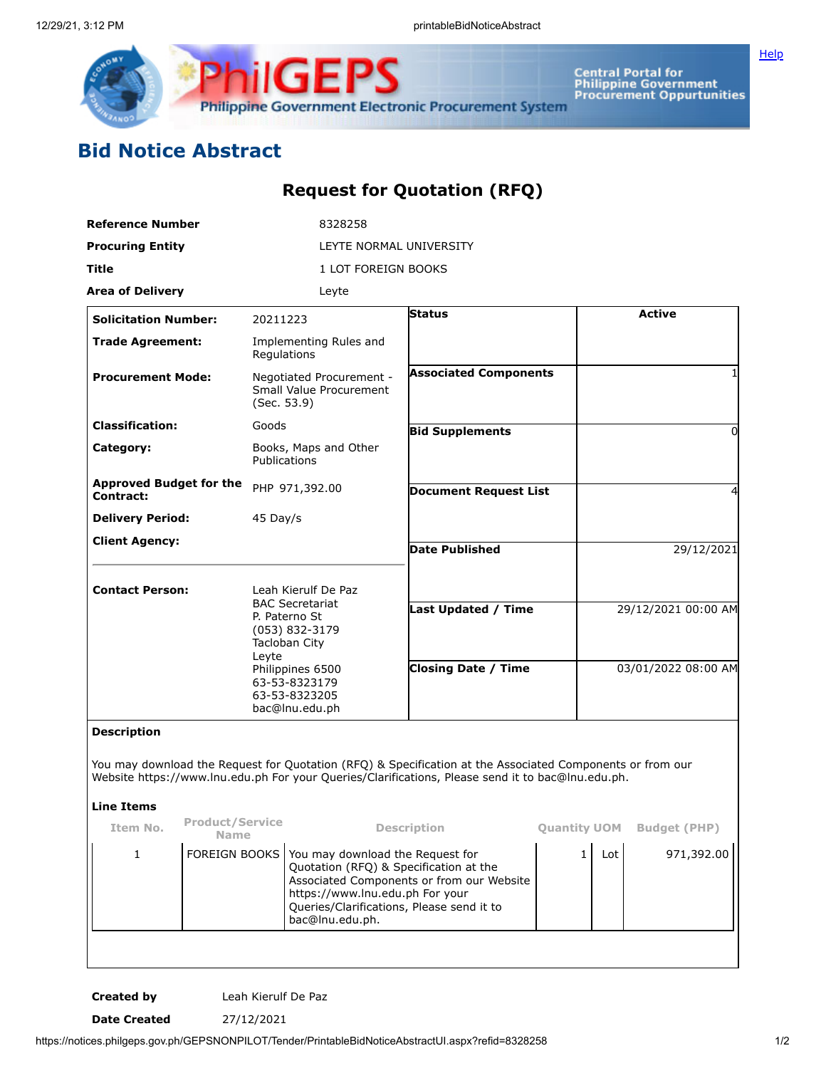# Bid Notice Abstract

## Request for Quotation (RFQ)

| | |
|---|---|
| **Reference Number** | 8328258 |
| **Procuring Entity** | LEYTE NORMAL UNIVERSITY |
| **Title** | 1 LOT FOREIGN BOOKS |
| **Area of Delivery** | Leyte |

| | | | |
|---|---|---|---|
| **Solicitation Number:** | 20211223 | **Status** | Active |
| **Trade Agreement:** | Implementing Rules and Regulations | | |
| **Procurement Mode:** | Negotiated Procurement - Small Value Procurement (Sec. 53.9) | **Associated Components** | 1 |
| **Classification:** | Goods | **Bid Supplements** | 0 |
| **Category:** | Books, Maps and Other Publications | | |
| **Approved Budget for the Contract:** | PHP 971,392.00 | **Document Request List** | 4 |
| **Delivery Period:** | 45 Day/s | | |
| **Client Agency:** | | **Date Published** | 29/12/2021 |
| **Contact Person:** | Leah Kierulf De Paz<br>BAC Secretariat<br>P. Paterno St<br>(053) 832-3179<br>Tacloban City<br>Leyte<br>Philippines 6500<br>63-53-8323179<br>63-53-8323205<br>bac@lnu.edu.ph | **Last Updated / Time** | 29/12/2021 00:00 AM |
| | | **Closing Date / Time** | 03/01/2022 08:00 AM |

**Description**

You may download the Request for Quotation (RFQ) & Specification at the Associated Components or from our Website https://www.lnu.edu.ph For your Queries/Clarifications, Please send it to bac@lnu.edu.ph.

**Line Items**

| Item No. | Product/Service Name | Description | Quantity | UOM | Budget (PHP) |
|---|---|---|---|---|---|
| 1 | FOREIGN BOOKS | You may download the Request for Quotation (RFQ) & Specification at the Associated Components or from our Website https://www.lnu.edu.ph For your Queries/Clarifications, Please send it to bac@lnu.edu.ph. | 1 | Lot | 971,392.00 |

| | |
|---|---|
| **Created by** | Leah Kierulf De Paz |
| **Date Created** | 27/12/2021 |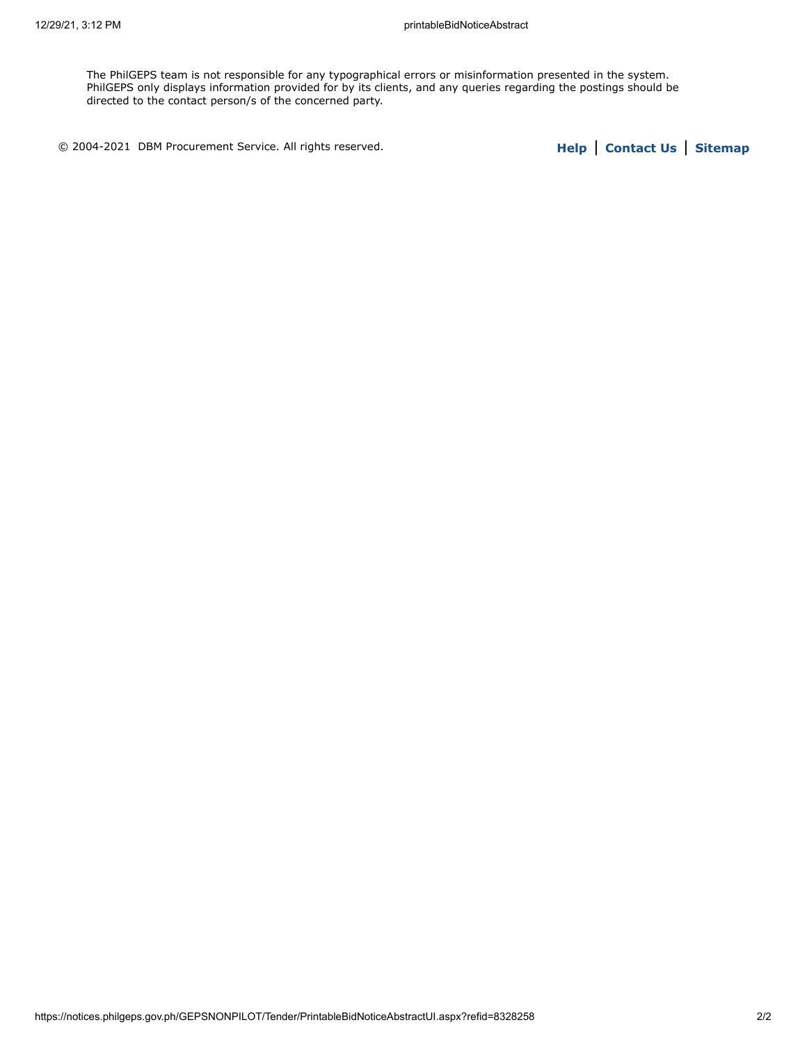The PhilGEPS team is not responsible for any typographical errors or misinformation presented in the system. PhilGEPS only displays information provided for by its clients, and any queries regarding the postings should be directed to the contact person/s of the concerned party.

© 2004-2021 DBM Procurement Service. All rights reserved.

**Help** | **Contact Us** | **Sitemap**